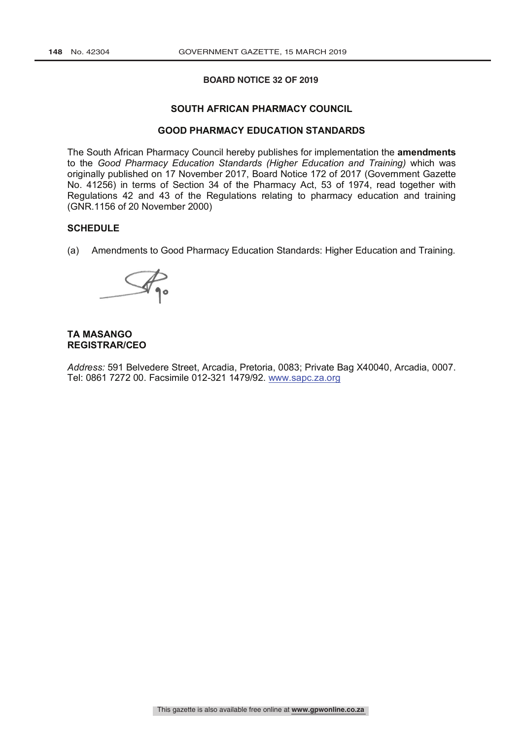## BOARD NOTICE 32 OF 2019

## SOUTH AFRICAN PHARMACY COUNCIL

## GOOD PHARMACY EDUCATION STANDARDS

The South African Pharmacy Council hereby publishes for implementation the **amendments** to the *Good Pharmacy Education Standards (Higher Education and Training)* which was originally published on 17 November 2017, Board Notice 172 of 2017 (Government Gazette No. 41256) in terms of Section 34 of the Pharmacy Act, 53 of 1974, read together with Regulations 42 and 43 of the Regulations relating to pharmacy education and training (GNR.1156 of 20 November 2000)

**SCHEDULE**

(a) Amendments to Good Pharmacy Education Standards: Higher Education and Training.

**TA MASANGO**
**REGISTRAR/CEO**

*Address:* 591 Belvedere Street, Arcadia, Pretoria, 0083; Private Bag X40040, Arcadia, 0007. Tel: 0861 7272 00. Facsimile 012-321 1479/92. www.sapc.za.org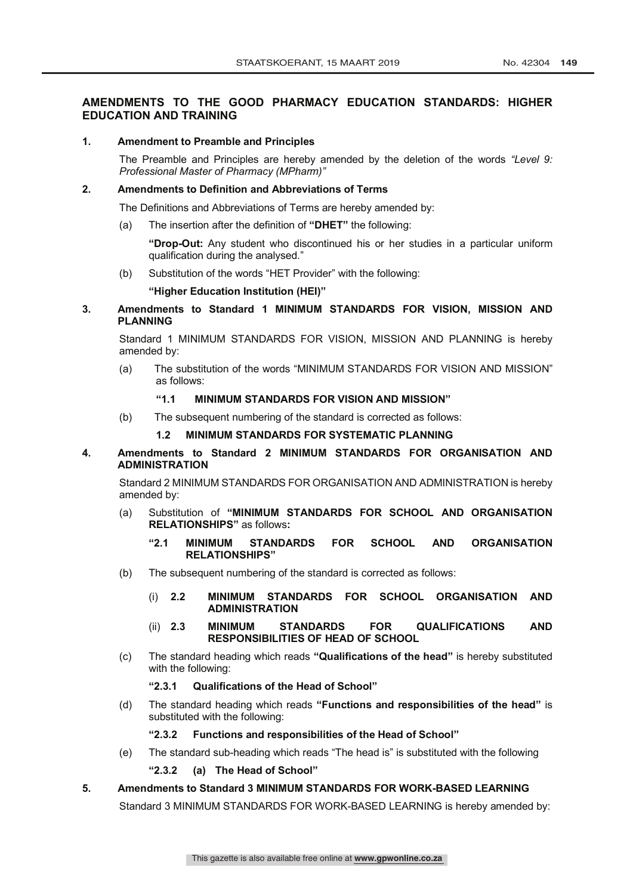## AMENDMENTS TO THE GOOD PHARMACY EDUCATION STANDARDS: HIGHER EDUCATION AND TRAINING

**1. Amendment to Preamble and Principles**

The Preamble and Principles are hereby amended by the deletion of the words *"Level 9: Professional Master of Pharmacy (MPharm)"*

**2. Amendments to Definition and Abbreviations of Terms**

The Definitions and Abbreviations of Terms are hereby amended by:

(a) The insertion after the definition of **"DHET"** the following:

**"Drop-Out:** Any student who discontinued his or her studies in a particular uniform qualification during the analysed."

(b) Substitution of the words "HET Provider" with the following:

**"Higher Education Institution (HEI)"**

**3. Amendments to Standard 1 MINIMUM STANDARDS FOR VISION, MISSION AND PLANNING**

Standard 1 MINIMUM STANDARDS FOR VISION, MISSION AND PLANNING is hereby amended by:

(a) The substitution of the words "MINIMUM STANDARDS FOR VISION AND MISSION" as follows:

**"1.1 MINIMUM STANDARDS FOR VISION AND MISSION"**

(b) The subsequent numbering of the standard is corrected as follows:

**1.2 MINIMUM STANDARDS FOR SYSTEMATIC PLANNING**

**4. Amendments to Standard 2 MINIMUM STANDARDS FOR ORGANISATION AND ADMINISTRATION**

Standard 2 MINIMUM STANDARDS FOR ORGANISATION AND ADMINISTRATION is hereby amended by:

(a) Substitution of **"MINIMUM STANDARDS FOR SCHOOL AND ORGANISATION RELATIONSHIPS"** as follows**:**

**"2.1 MINIMUM STANDARDS FOR SCHOOL AND ORGANISATION RELATIONSHIPS"**

(b) The subsequent numbering of the standard is corrected as follows:

(i) **2.2 MINIMUM STANDARDS FOR SCHOOL ORGANISATION AND ADMINISTRATION**

(ii) **2.3 MINIMUM STANDARDS FOR QUALIFICATIONS AND RESPONSIBILITIES OF HEAD OF SCHOOL**

(c) The standard heading which reads **"Qualifications of the head"** is hereby substituted with the following:

**"2.3.1 Qualifications of the Head of School"**

(d) The standard heading which reads **"Functions and responsibilities of the head"** is substituted with the following:

**"2.3.2 Functions and responsibilities of the Head of School"**

(e) The standard sub-heading which reads "The head is" is substituted with the following

**"2.3.2 (a) The Head of School"**

**5. Amendments to Standard 3 MINIMUM STANDARDS FOR WORK-BASED LEARNING**

Standard 3 MINIMUM STANDARDS FOR WORK-BASED LEARNING is hereby amended by: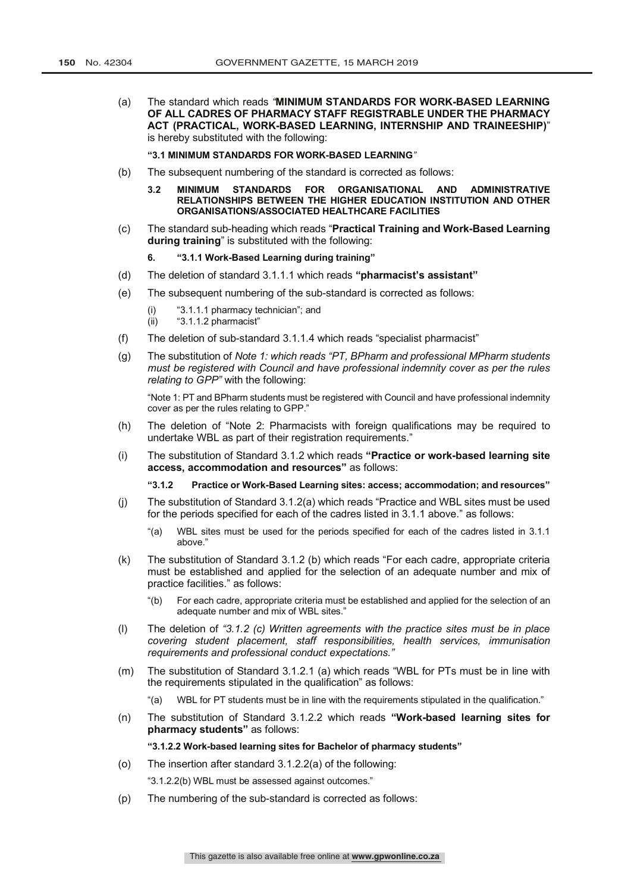(a) The standard which reads *"***MINIMUM STANDARDS FOR WORK-BASED LEARNING OF ALL CADRES OF PHARMACY STAFF REGISTRABLE UNDER THE PHARMACY ACT (PRACTICAL, WORK-BASED LEARNING, INTERNSHIP AND TRAINEESHIP)**" is hereby substituted with the following:

**"3.1 MINIMUM STANDARDS FOR WORK-BASED LEARNING***"*

(b) The subsequent numbering of the standard is corrected as follows:

**3.2 MINIMUM STANDARDS FOR ORGANISATIONAL AND ADMINISTRATIVE RELATIONSHIPS BETWEEN THE HIGHER EDUCATION INSTITUTION AND OTHER ORGANISATIONS/ASSOCIATED HEALTHCARE FACILITIES**

(c) The standard sub-heading which reads "**Practical Training and Work-Based Learning during training**" is substituted with the following:

**6. "3.1.1 Work-Based Learning during training"**

(d) The deletion of standard 3.1.1.1 which reads **"pharmacist's assistant"**

(e) The subsequent numbering of the sub-standard is corrected as follows:

(i) "3.1.1.1 pharmacy technician"; and
(ii) "3.1.1.2 pharmacist"

(f) The deletion of sub-standard 3.1.1.4 which reads "specialist pharmacist"

(g) The substitution of *Note 1: which reads "PT, BPharm and professional MPharm students must be registered with Council and have professional indemnity cover as per the rules relating to GPP"* with the following:

"Note 1: PT and BPharm students must be registered with Council and have professional indemnity cover as per the rules relating to GPP."

(h) The deletion of "Note 2: Pharmacists with foreign qualifications may be required to undertake WBL as part of their registration requirements."

(i) The substitution of Standard 3.1.2 which reads **"Practice or work-based learning site access, accommodation and resources"** as follows:

**"3.1.2 Practice or Work-Based Learning sites: access; accommodation; and resources"**

(j) The substitution of Standard 3.1.2(a) which reads "Practice and WBL sites must be used for the periods specified for each of the cadres listed in 3.1.1 above." as follows:

"(a) WBL sites must be used for the periods specified for each of the cadres listed in 3.1.1 above."

(k) The substitution of Standard 3.1.2 (b) which reads "For each cadre, appropriate criteria must be established and applied for the selection of an adequate number and mix of practice facilities." as follows:

"(b) For each cadre, appropriate criteria must be established and applied for the selection of an adequate number and mix of WBL sites."

(l) The deletion of *"3.1.2 (c) Written agreements with the practice sites must be in place covering student placement, staff responsibilities, health services, immunisation requirements and professional conduct expectations."*

(m) The substitution of Standard 3.1.2.1 (a) which reads "WBL for PTs must be in line with the requirements stipulated in the qualification" as follows:

"(a) WBL for PT students must be in line with the requirements stipulated in the qualification."

(n) The substitution of Standard 3.1.2.2 which reads **"Work-based learning sites for pharmacy students"** as follows:

**"3.1.2.2 Work-based learning sites for Bachelor of pharmacy students"**

(o) The insertion after standard 3.1.2.2(a) of the following:

"3.1.2.2(b) WBL must be assessed against outcomes."

(p) The numbering of the sub-standard is corrected as follows: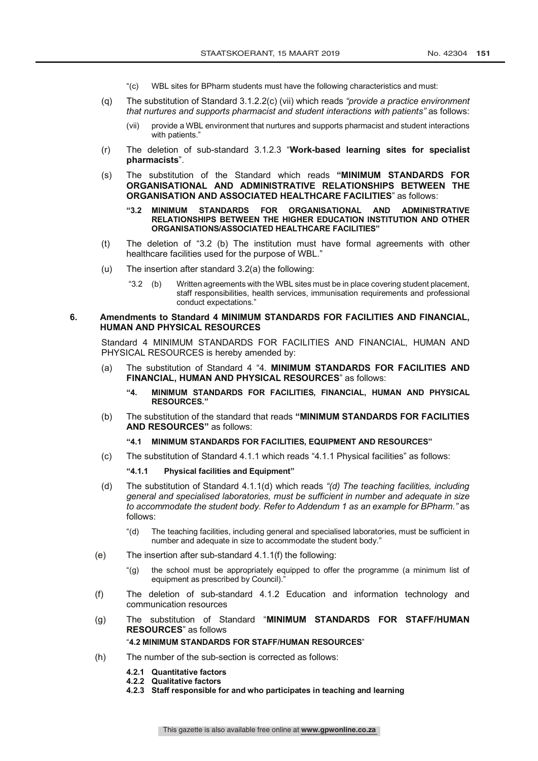"(c) WBL sites for BPharm students must have the following characteristics and must:

(q) The substitution of Standard 3.1.2.2(c) (vii) which reads *"provide a practice environment that nurtures and supports pharmacist and student interactions with patients"* as follows:

(vii) provide a WBL environment that nurtures and supports pharmacist and student interactions with patients."

(r) The deletion of sub-standard 3.1.2.3 "**Work-based learning sites for specialist pharmacists**".

(s) The substitution of the Standard which reads **"MINIMUM STANDARDS FOR ORGANISATIONAL AND ADMINISTRATIVE RELATIONSHIPS BETWEEN THE ORGANISATION AND ASSOCIATED HEALTHCARE FACILITIES**" as follows:

**"3.2 MINIMUM STANDARDS FOR ORGANISATIONAL AND ADMINISTRATIVE RELATIONSHIPS BETWEEN THE HIGHER EDUCATION INSTITUTION AND OTHER ORGANISATIONS/ASSOCIATED HEALTHCARE FACILITIES"**

(t) The deletion of "3.2 (b) The institution must have formal agreements with other healthcare facilities used for the purpose of WBL."

(u) The insertion after standard 3.2(a) the following:

"3.2 (b) Written agreements with the WBL sites must be in place covering student placement, staff responsibilities, health services, immunisation requirements and professional conduct expectations."

## 6. Amendments to Standard 4 MINIMUM STANDARDS FOR FACILITIES AND FINANCIAL, HUMAN AND PHYSICAL RESOURCES

Standard 4 MINIMUM STANDARDS FOR FACILITIES AND FINANCIAL, HUMAN AND PHYSICAL RESOURCES is hereby amended by:

(a) The substitution of Standard 4 "4. **MINIMUM STANDARDS FOR FACILITIES AND FINANCIAL, HUMAN AND PHYSICAL RESOURCES**" as follows:

**"4. MINIMUM STANDARDS FOR FACILITIES, FINANCIAL, HUMAN AND PHYSICAL RESOURCES."**

(b) The substitution of the standard that reads **"MINIMUM STANDARDS FOR FACILITIES AND RESOURCES"** as follows:

**"4.1 MINIMUM STANDARDS FOR FACILITIES, EQUIPMENT AND RESOURCES"**

(c) The substitution of Standard 4.1.1 which reads "4.1.1 Physical facilities" as follows:

**"4.1.1 Physical facilities and Equipment"**

(d) The substitution of Standard 4.1.1(d) which reads *"(d) The teaching facilities, including general and specialised laboratories, must be sufficient in number and adequate in size to accommodate the student body. Refer to Addendum 1 as an example for BPharm."* as follows:

"(d) The teaching facilities, including general and specialised laboratories, must be sufficient in number and adequate in size to accommodate the student body."

(e) The insertion after sub-standard 4.1.1(f) the following:

"(g) the school must be appropriately equipped to offer the programme (a minimum list of equipment as prescribed by Council)."

(f) The deletion of sub-standard 4.1.2 Education and information technology and communication resources

(g) The substitution of Standard "**MINIMUM STANDARDS FOR STAFF/HUMAN RESOURCES**" as follows

"**4.2 MINIMUM STANDARDS FOR STAFF/HUMAN RESOURCES**"

(h) The number of the sub-section is corrected as follows:

**4.2.1 Quantitative factors**
**4.2.2 Qualitative factors**
**4.2.3 Staff responsible for and who participates in teaching and learning**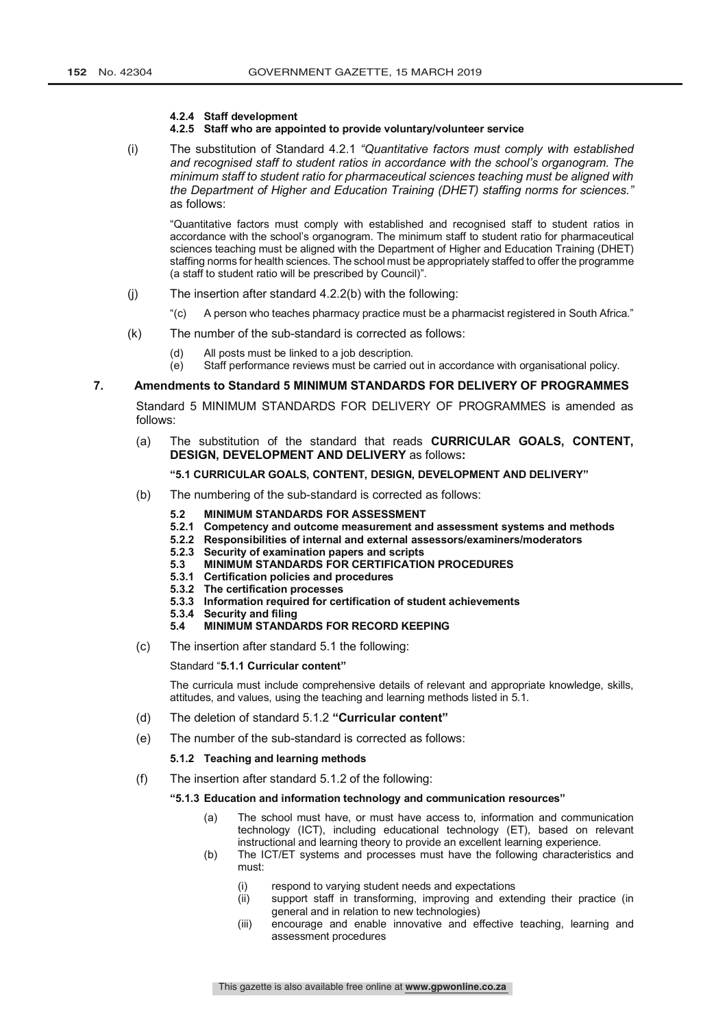**4.2.4 Staff development**
**4.2.5 Staff who are appointed to provide voluntary/volunteer service**

(i) The substitution of Standard 4.2.1 *"Quantitative factors must comply with established and recognised staff to student ratios in accordance with the school's organogram. The minimum staff to student ratio for pharmaceutical sciences teaching must be aligned with the Department of Higher and Education Training (DHET) staffing norms for sciences."* as follows:

"Quantitative factors must comply with established and recognised staff to student ratios in accordance with the school's organogram. The minimum staff to student ratio for pharmaceutical sciences teaching must be aligned with the Department of Higher and Education Training (DHET) staffing norms for health sciences. The school must be appropriately staffed to offer the programme (a staff to student ratio will be prescribed by Council)".

(j) The insertion after standard 4.2.2(b) with the following:

"(c) A person who teaches pharmacy practice must be a pharmacist registered in South Africa."

(k) The number of the sub-standard is corrected as follows:

(d) All posts must be linked to a job description.
(e) Staff performance reviews must be carried out in accordance with organisational policy.

## 7. Amendments to Standard 5 MINIMUM STANDARDS FOR DELIVERY OF PROGRAMMES

Standard 5 MINIMUM STANDARDS FOR DELIVERY OF PROGRAMMES is amended as follows:

(a) The substitution of the standard that reads **CURRICULAR GOALS, CONTENT, DESIGN, DEVELOPMENT AND DELIVERY** as follows**:**

**"5.1 CURRICULAR GOALS, CONTENT, DESIGN, DEVELOPMENT AND DELIVERY"**

(b) The numbering of the sub-standard is corrected as follows:

**5.2 MINIMUM STANDARDS FOR ASSESSMENT**
**5.2.1 Competency and outcome measurement and assessment systems and methods**
**5.2.2 Responsibilities of internal and external assessors/examiners/moderators**
**5.2.3 Security of examination papers and scripts**
**5.3 MINIMUM STANDARDS FOR CERTIFICATION PROCEDURES**
**5.3.1 Certification policies and procedures**
**5.3.2 The certification processes**
**5.3.3 Information required for certification of student achievements**
**5.3.4 Security and filing**
**5.4 MINIMUM STANDARDS FOR RECORD KEEPING**

(c) The insertion after standard 5.1 the following:

Standard "**5.1.1 Curricular content"**

The curricula must include comprehensive details of relevant and appropriate knowledge, skills, attitudes, and values, using the teaching and learning methods listed in 5.1.

(d) The deletion of standard 5.1.2 **"Curricular content"**

(e) The number of the sub-standard is corrected as follows:

**5.1.2 Teaching and learning methods**

(f) The insertion after standard 5.1.2 of the following:

**"5.1.3 Education and information technology and communication resources"**

(a) The school must have, or must have access to, information and communication technology (ICT), including educational technology (ET), based on relevant instructional and learning theory to provide an excellent learning experience.
(b) The ICT/ET systems and processes must have the following characteristics and must:

(i) respond to varying student needs and expectations
(ii) support staff in transforming, improving and extending their practice (in general and in relation to new technologies)
(iii) encourage and enable innovative and effective teaching, learning and assessment procedures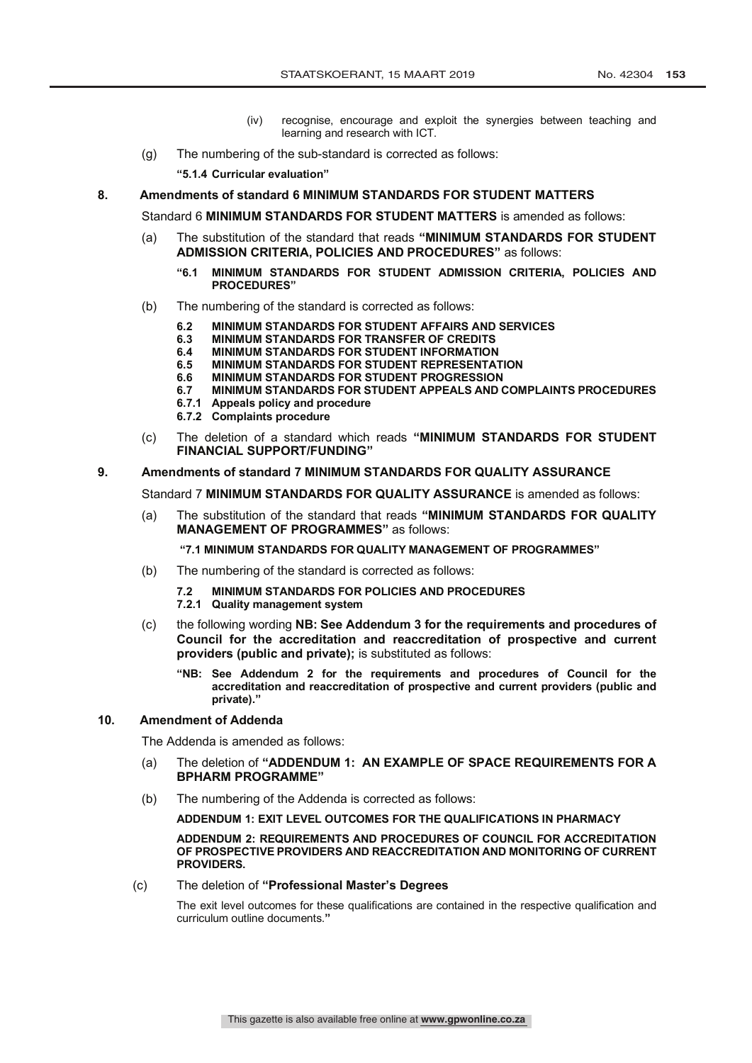(iv) recognise, encourage and exploit the synergies between teaching and learning and research with ICT.

(g) The numbering of the sub-standard is corrected as follows:

**"5.1.4 Curricular evaluation"**

## 8. Amendments of standard 6 MINIMUM STANDARDS FOR STUDENT MATTERS

Standard 6 **MINIMUM STANDARDS FOR STUDENT MATTERS** is amended as follows:

(a) The substitution of the standard that reads **"MINIMUM STANDARDS FOR STUDENT ADMISSION CRITERIA, POLICIES AND PROCEDURES"** as follows:

**"6.1 MINIMUM STANDARDS FOR STUDENT ADMISSION CRITERIA, POLICIES AND PROCEDURES"**

(b) The numbering of the standard is corrected as follows:

**6.2 MINIMUM STANDARDS FOR STUDENT AFFAIRS AND SERVICES**
**6.3 MINIMUM STANDARDS FOR TRANSFER OF CREDITS**
**6.4 MINIMUM STANDARDS FOR STUDENT INFORMATION**
**6.5 MINIMUM STANDARDS FOR STUDENT REPRESENTATION**
**6.6 MINIMUM STANDARDS FOR STUDENT PROGRESSION**
**6.7 MINIMUM STANDARDS FOR STUDENT APPEALS AND COMPLAINTS PROCEDURES**
**6.7.1 Appeals policy and procedure**
**6.7.2 Complaints procedure**

(c) The deletion of a standard which reads **"MINIMUM STANDARDS FOR STUDENT FINANCIAL SUPPORT/FUNDING"**

## 9. Amendments of standard 7 MINIMUM STANDARDS FOR QUALITY ASSURANCE

Standard 7 **MINIMUM STANDARDS FOR QUALITY ASSURANCE** is amended as follows:

(a) The substitution of the standard that reads **"MINIMUM STANDARDS FOR QUALITY MANAGEMENT OF PROGRAMMES"** as follows:

**"7.1 MINIMUM STANDARDS FOR QUALITY MANAGEMENT OF PROGRAMMES"**

(b) The numbering of the standard is corrected as follows:

**7.2 MINIMUM STANDARDS FOR POLICIES AND PROCEDURES**
**7.2.1 Quality management system**

(c) the following wording **NB: See Addendum 3 for the requirements and procedures of Council for the accreditation and reaccreditation of prospective and current providers (public and private);** is substituted as follows:

**"NB: See Addendum 2 for the requirements and procedures of Council for the accreditation and reaccreditation of prospective and current providers (public and private)."**

## 10. Amendment of Addenda

The Addenda is amended as follows:

(a) The deletion of **"ADDENDUM 1: AN EXAMPLE OF SPACE REQUIREMENTS FOR A BPHARM PROGRAMME"**

(b) The numbering of the Addenda is corrected as follows:

**ADDENDUM 1: EXIT LEVEL OUTCOMES FOR THE QUALIFICATIONS IN PHARMACY**

**ADDENDUM 2: REQUIREMENTS AND PROCEDURES OF COUNCIL FOR ACCREDITATION OF PROSPECTIVE PROVIDERS AND REACCREDITATION AND MONITORING OF CURRENT PROVIDERS.**

(c) The deletion of **"Professional Master's Degrees**

The exit level outcomes for these qualifications are contained in the respective qualification and curriculum outline documents.**"**